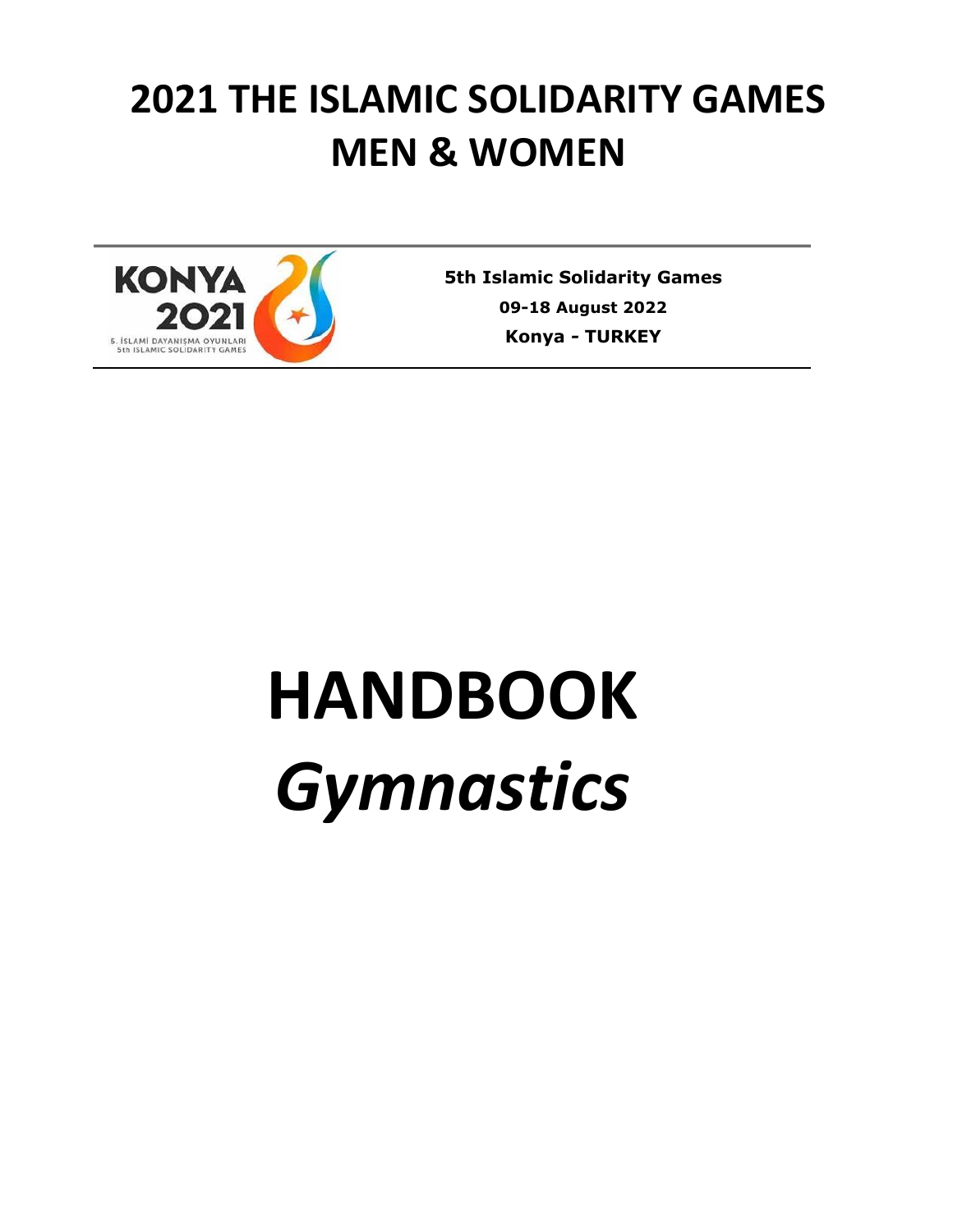# 2021 THE ISLAMIC SOLIDARITY GAMES MEN & WOMEN

KONYA 2021
5. İSLAMİ DAYANIŞMA OYUNLARI
5th ISLAMIC SOLIDARITY GAMES

**5th Islamic Solidarity Games**

**09-18 August 2022**

**Konya - TURKEY**

# HANDBOOK

# *Gymnastics*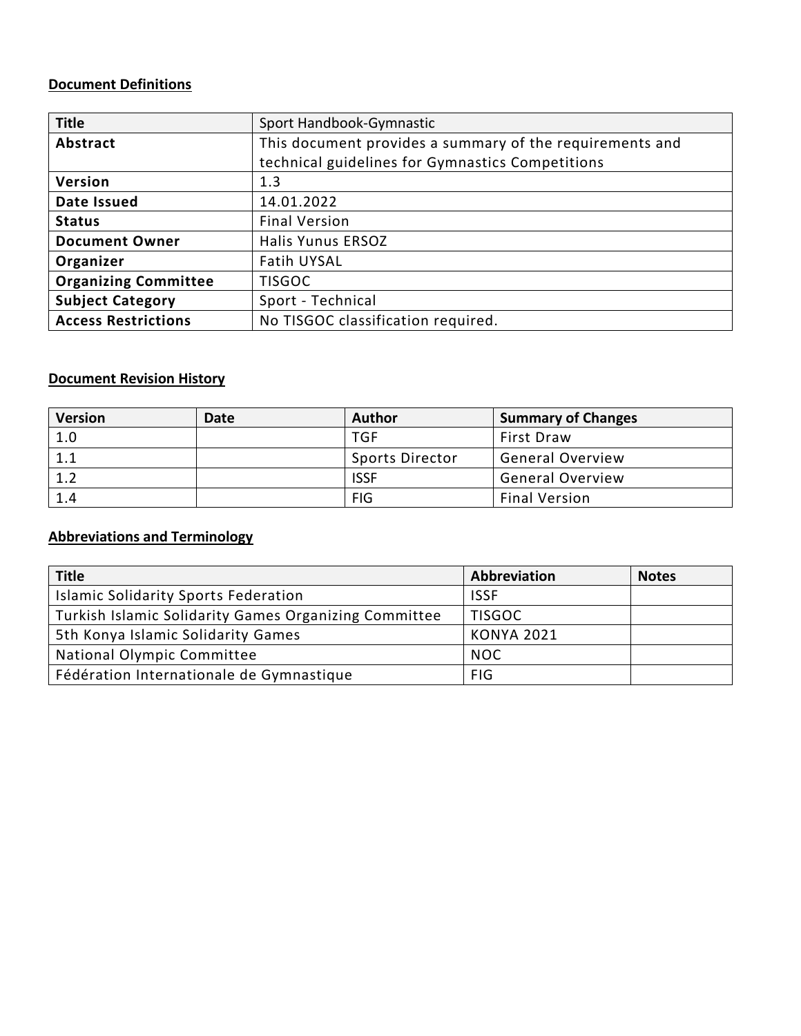**Document Definitions**

| Title | Sport Handbook-Gymnastic |
|---|---|
| **Abstract** | This document provides a summary of the requirements and technical guidelines for Gymnastics Competitions |
| **Version** | 1.3 |
| **Date Issued** | 14.01.2022 |
| **Status** | Final Version |
| **Document Owner** | Halis Yunus ERSOZ |
| **Organizer** | Fatih UYSAL |
| **Organizing Committee** | TISGOC |
| **Subject Category** | Sport - Technical |
| **Access Restrictions** | No TISGOC classification required. |

**Document Revision History**

| Version | Date | Author | Summary of Changes |
|---|---|---|---|
| 1.0 | | TGF | First Draw |
| 1.1 | | Sports Director | General Overview |
| 1.2 | | ISSF | General Overview |
| 1.4 | | FIG | Final Version |

**Abbreviations and Terminology**

| Title | Abbreviation | Notes |
|---|---|---|
| Islamic Solidarity Sports Federation | ISSF | |
| Turkish Islamic Solidarity Games Organizing Committee | TISGOC | |
| 5th Konya Islamic Solidarity Games | KONYA 2021 | |
| National Olympic Committee | NOC | |
| Fédération Internationale de Gymnastique | FIG | |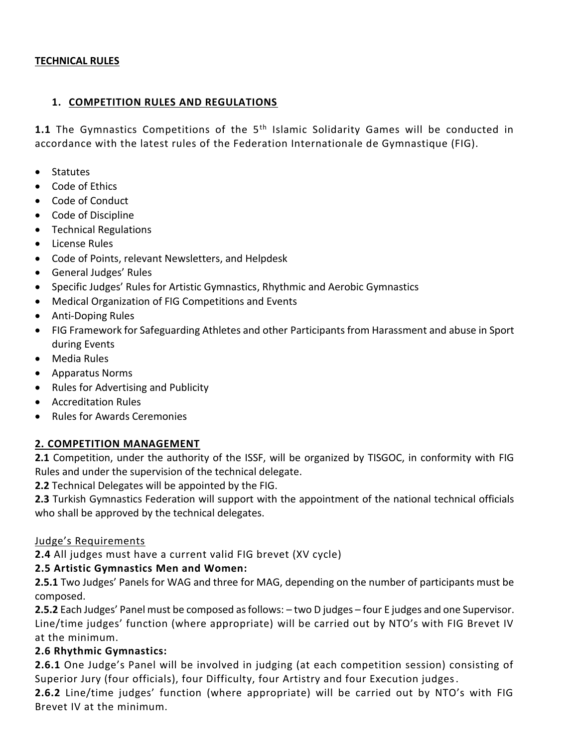**TECHNICAL RULES**

## 1. COMPETITION RULES AND REGULATIONS

**1.1** The Gymnastics Competitions of the 5th Islamic Solidarity Games will be conducted in accordance with the latest rules of the Federation Internationale de Gymnastique (FIG).

- Statutes
- Code of Ethics
- Code of Conduct
- Code of Discipline
- Technical Regulations
- License Rules
- Code of Points, relevant Newsletters, and Helpdesk
- General Judges' Rules
- Specific Judges' Rules for Artistic Gymnastics, Rhythmic and Aerobic Gymnastics
- Medical Organization of FIG Competitions and Events
- Anti-Doping Rules
- FIG Framework for Safeguarding Athletes and other Participants from Harassment and abuse in Sport during Events
- Media Rules
- Apparatus Norms
- Rules for Advertising and Publicity
- Accreditation Rules
- Rules for Awards Ceremonies

## 2. COMPETITION MANAGEMENT

**2.1** Competition, under the authority of the ISSF, will be organized by TISGOC, in conformity with FIG Rules and under the supervision of the technical delegate.

**2.2** Technical Delegates will be appointed by the FIG.

**2.3** Turkish Gymnastics Federation will support with the appointment of the national technical officials who shall be approved by the technical delegates.

Judge's Requirements

**2.4** All judges must have a current valid FIG brevet (XV cycle)

**2.5 Artistic Gymnastics Men and Women:**

**2.5.1** Two Judges' Panels for WAG and three for MAG, depending on the number of participants must be composed.

**2.5.2** Each Judges' Panel must be composed as follows: – two D judges – four E judges and one Supervisor. Line/time judges' function (where appropriate) will be carried out by NTO's with FIG Brevet IV at the minimum.

**2.6 Rhythmic Gymnastics:**

**2.6.1** One Judge's Panel will be involved in judging (at each competition session) consisting of Superior Jury (four officials), four Difficulty, four Artistry and four Execution judges.

**2.6.2** Line/time judges' function (where appropriate) will be carried out by NTO's with FIG Brevet IV at the minimum.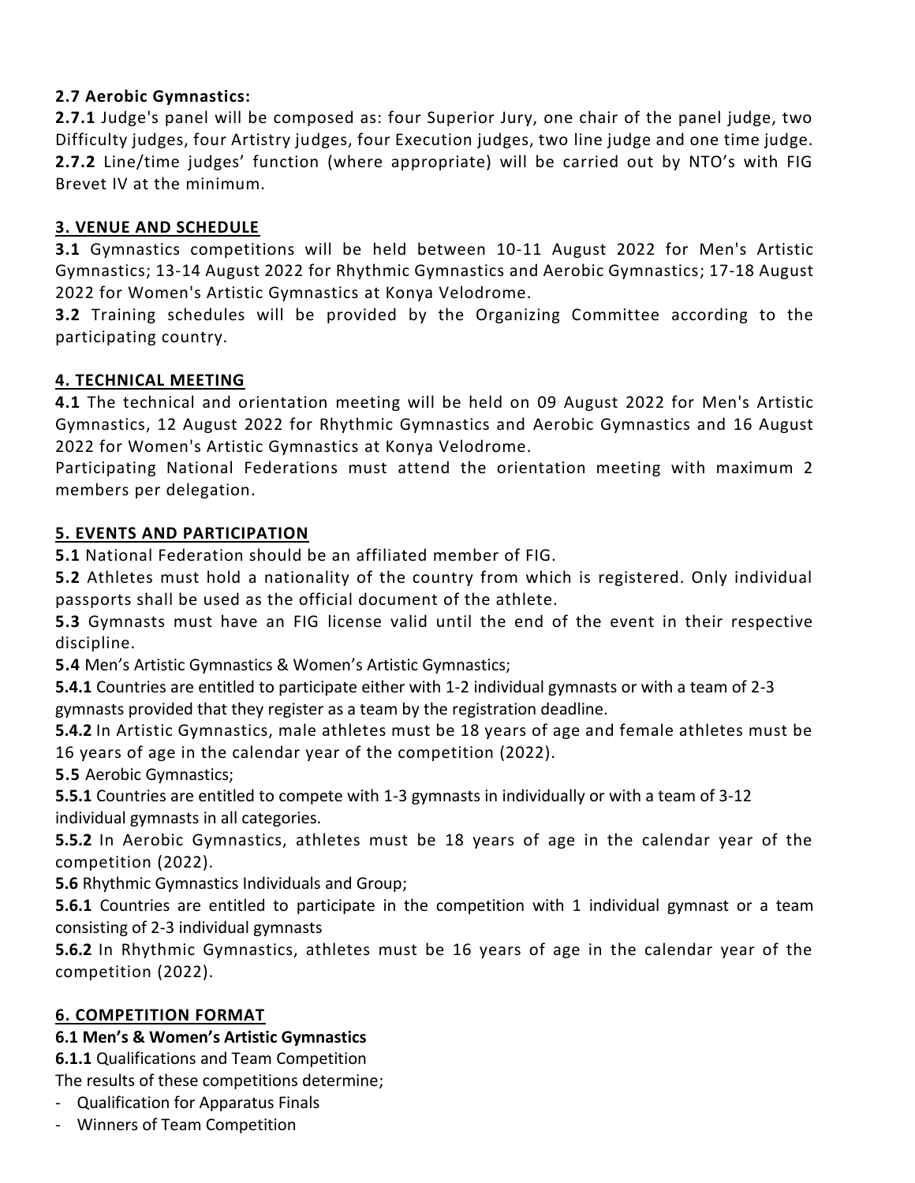**2.7 Aerobic Gymnastics:**

**2.7.1** Judge's panel will be composed as: four Superior Jury, one chair of the panel judge, two Difficulty judges, four Artistry judges, four Execution judges, two line judge and one time judge.

**2.7.2** Line/time judges' function (where appropriate) will be carried out by NTO's with FIG Brevet IV at the minimum.

## 3. VENUE AND SCHEDULE

**3.1** Gymnastics competitions will be held between 10-11 August 2022 for Men's Artistic Gymnastics; 13-14 August 2022 for Rhythmic Gymnastics and Aerobic Gymnastics; 17-18 August 2022 for Women's Artistic Gymnastics at Konya Velodrome.

**3.2** Training schedules will be provided by the Organizing Committee according to the participating country.

## 4. TECHNICAL MEETING

**4.1** The technical and orientation meeting will be held on 09 August 2022 for Men's Artistic Gymnastics, 12 August 2022 for Rhythmic Gymnastics and Aerobic Gymnastics and 16 August 2022 for Women's Artistic Gymnastics at Konya Velodrome.

Participating National Federations must attend the orientation meeting with maximum 2 members per delegation.

## 5. EVENTS AND PARTICIPATION

**5.1** National Federation should be an affiliated member of FIG.

**5.2** Athletes must hold a nationality of the country from which is registered. Only individual passports shall be used as the official document of the athlete.

**5.3** Gymnasts must have an FIG license valid until the end of the event in their respective discipline.

**5.4** Men's Artistic Gymnastics & Women's Artistic Gymnastics;

**5.4.1** Countries are entitled to participate either with 1-2 individual gymnasts or with a team of 2-3 gymnasts provided that they register as a team by the registration deadline.

**5.4.2** In Artistic Gymnastics, male athletes must be 18 years of age and female athletes must be 16 years of age in the calendar year of the competition (2022).

**5.5** Aerobic Gymnastics;

**5.5.1** Countries are entitled to compete with 1-3 gymnasts in individually or with a team of 3-12 individual gymnasts in all categories.

**5.5.2** In Aerobic Gymnastics, athletes must be 18 years of age in the calendar year of the competition (2022).

**5.6** Rhythmic Gymnastics Individuals and Group;

**5.6.1** Countries are entitled to participate in the competition with 1 individual gymnast or a team consisting of 2-3 individual gymnasts

**5.6.2** In Rhythmic Gymnastics, athletes must be 16 years of age in the calendar year of the competition (2022).

## 6. COMPETITION FORMAT

**6.1 Men's & Women's Artistic Gymnastics**

**6.1.1** Qualifications and Team Competition

The results of these competitions determine;

- Qualification for Apparatus Finals
- Winners of Team Competition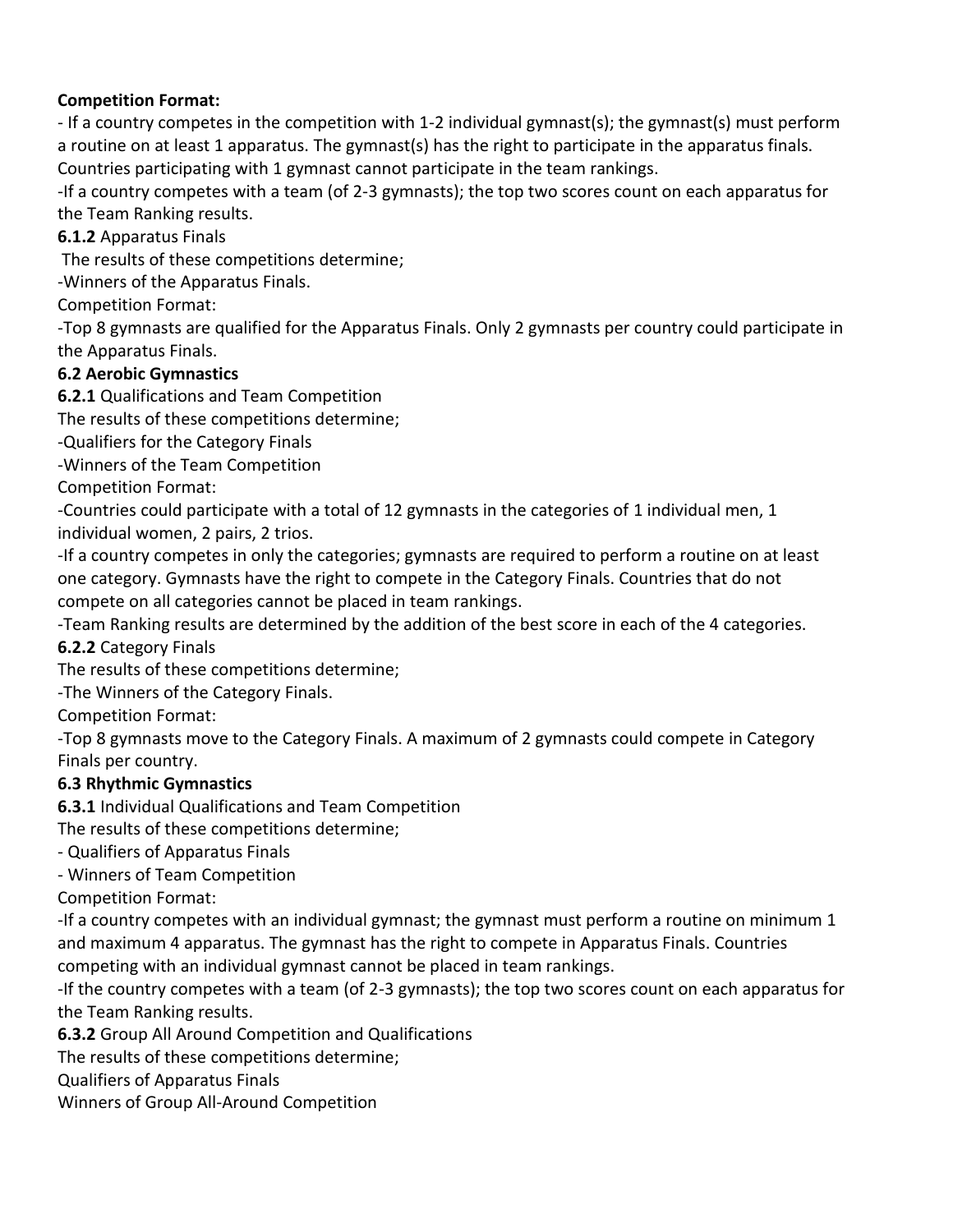**Competition Format:**

- If a country competes in the competition with 1-2 individual gymnast(s); the gymnast(s) must perform a routine on at least 1 apparatus. The gymnast(s) has the right to participate in the apparatus finals. Countries participating with 1 gymnast cannot participate in the team rankings.

-If a country competes with a team (of 2-3 gymnasts); the top two scores count on each apparatus for the Team Ranking results.

**6.1.2** Apparatus Finals

The results of these competitions determine;

-Winners of the Apparatus Finals.

Competition Format:

-Top 8 gymnasts are qualified for the Apparatus Finals. Only 2 gymnasts per country could participate in the Apparatus Finals.

**6.2 Aerobic Gymnastics**

**6.2.1** Qualifications and Team Competition

The results of these competitions determine;

-Qualifiers for the Category Finals

-Winners of the Team Competition

Competition Format:

-Countries could participate with a total of 12 gymnasts in the categories of 1 individual men, 1 individual women, 2 pairs, 2 trios.

-If a country competes in only the categories; gymnasts are required to perform a routine on at least one category. Gymnasts have the right to compete in the Category Finals. Countries that do not compete on all categories cannot be placed in team rankings.

-Team Ranking results are determined by the addition of the best score in each of the 4 categories.

**6.2.2** Category Finals

The results of these competitions determine;

-The Winners of the Category Finals.

Competition Format:

-Top 8 gymnasts move to the Category Finals. A maximum of 2 gymnasts could compete in Category Finals per country.

**6.3 Rhythmic Gymnastics**

**6.3.1** Individual Qualifications and Team Competition

The results of these competitions determine;

- Qualifiers of Apparatus Finals
- Winners of Team Competition

Competition Format:

-If a country competes with an individual gymnast; the gymnast must perform a routine on minimum 1 and maximum 4 apparatus. The gymnast has the right to compete in Apparatus Finals. Countries competing with an individual gymnast cannot be placed in team rankings.

-If the country competes with a team (of 2-3 gymnasts); the top two scores count on each apparatus for the Team Ranking results.

**6.3.2** Group All Around Competition and Qualifications

The results of these competitions determine;

Qualifiers of Apparatus Finals

Winners of Group All-Around Competition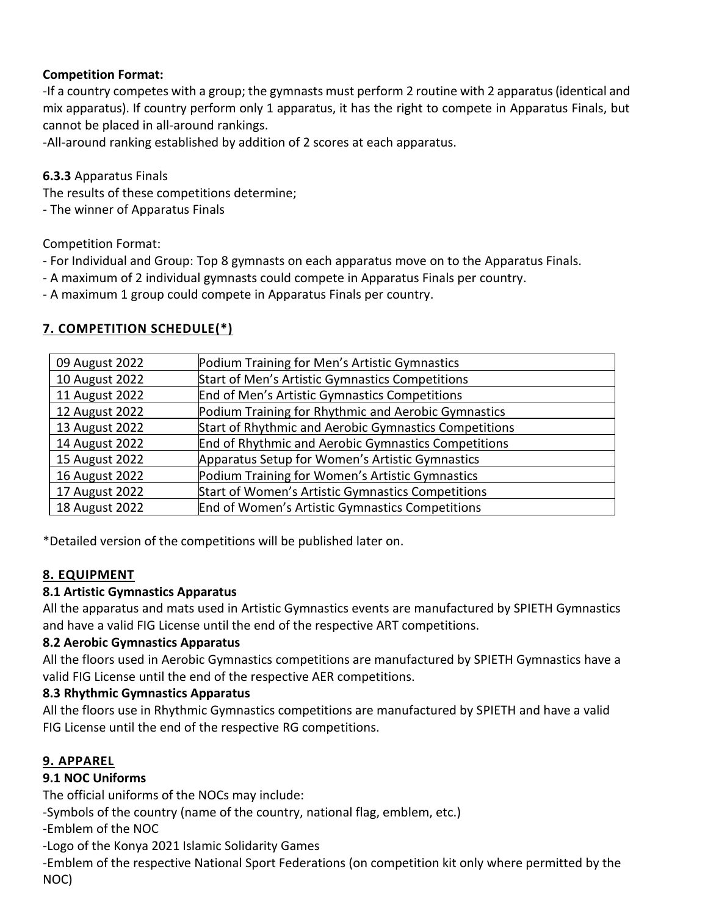**Competition Format:**

-If a country competes with a group; the gymnasts must perform 2 routine with 2 apparatus (identical and mix apparatus). If country perform only 1 apparatus, it has the right to compete in Apparatus Finals, but cannot be placed in all-around rankings.

-All-around ranking established by addition of 2 scores at each apparatus.

**6.3.3** Apparatus Finals

The results of these competitions determine;

- The winner of Apparatus Finals

Competition Format:

- For Individual and Group: Top 8 gymnasts on each apparatus move on to the Apparatus Finals.
- A maximum of 2 individual gymnasts could compete in Apparatus Finals per country.
- A maximum 1 group could compete in Apparatus Finals per country.

## 7. COMPETITION SCHEDULE(*)

| | |
|---|---|
| 09 August 2022 | Podium Training for Men's Artistic Gymnastics |
| 10 August 2022 | Start of Men's Artistic Gymnastics Competitions |
| 11 August 2022 | End of Men's Artistic Gymnastics Competitions |
| 12 August 2022 | Podium Training for Rhythmic and Aerobic Gymnastics |
| 13 August 2022 | Start of Rhythmic and Aerobic Gymnastics Competitions |
| 14 August 2022 | End of Rhythmic and Aerobic Gymnastics Competitions |
| 15 August 2022 | Apparatus Setup for Women's Artistic Gymnastics |
| 16 August 2022 | Podium Training for Women's Artistic Gymnastics |
| 17 August 2022 | Start of Women's Artistic Gymnastics Competitions |
| 18 August 2022 | End of Women's Artistic Gymnastics Competitions |

*Detailed version of the competitions will be published later on.

## 8. EQUIPMENT

### 8.1 Artistic Gymnastics Apparatus

All the apparatus and mats used in Artistic Gymnastics events are manufactured by SPIETH Gymnastics and have a valid FIG License until the end of the respective ART competitions.

### 8.2 Aerobic Gymnastics Apparatus

All the floors used in Aerobic Gymnastics competitions are manufactured by SPIETH Gymnastics have a valid FIG License until the end of the respective AER competitions.

### 8.3 Rhythmic Gymnastics Apparatus

All the floors use in Rhythmic Gymnastics competitions are manufactured by SPIETH and have a valid FIG License until the end of the respective RG competitions.

## 9. APPAREL

### 9.1 NOC Uniforms

The official uniforms of the NOCs may include:

-Symbols of the country (name of the country, national flag, emblem, etc.)

-Emblem of the NOC

-Logo of the Konya 2021 Islamic Solidarity Games

-Emblem of the respective National Sport Federations (on competition kit only where permitted by the NOC)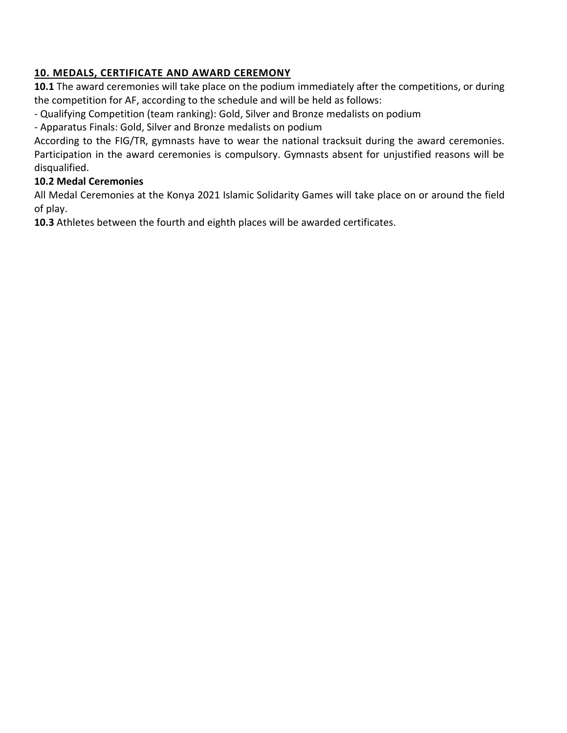## 10. MEDALS, CERTIFICATE AND AWARD CEREMONY

**10.1** The award ceremonies will take place on the podium immediately after the competitions, or during the competition for AF, according to the schedule and will be held as follows:

- Qualifying Competition (team ranking): Gold, Silver and Bronze medalists on podium
- Apparatus Finals: Gold, Silver and Bronze medalists on podium

According to the FIG/TR, gymnasts have to wear the national tracksuit during the award ceremonies. Participation in the award ceremonies is compulsory. Gymnasts absent for unjustified reasons will be disqualified.

**10.2 Medal Ceremonies**

All Medal Ceremonies at the Konya 2021 Islamic Solidarity Games will take place on or around the field of play.

**10.3** Athletes between the fourth and eighth places will be awarded certificates.